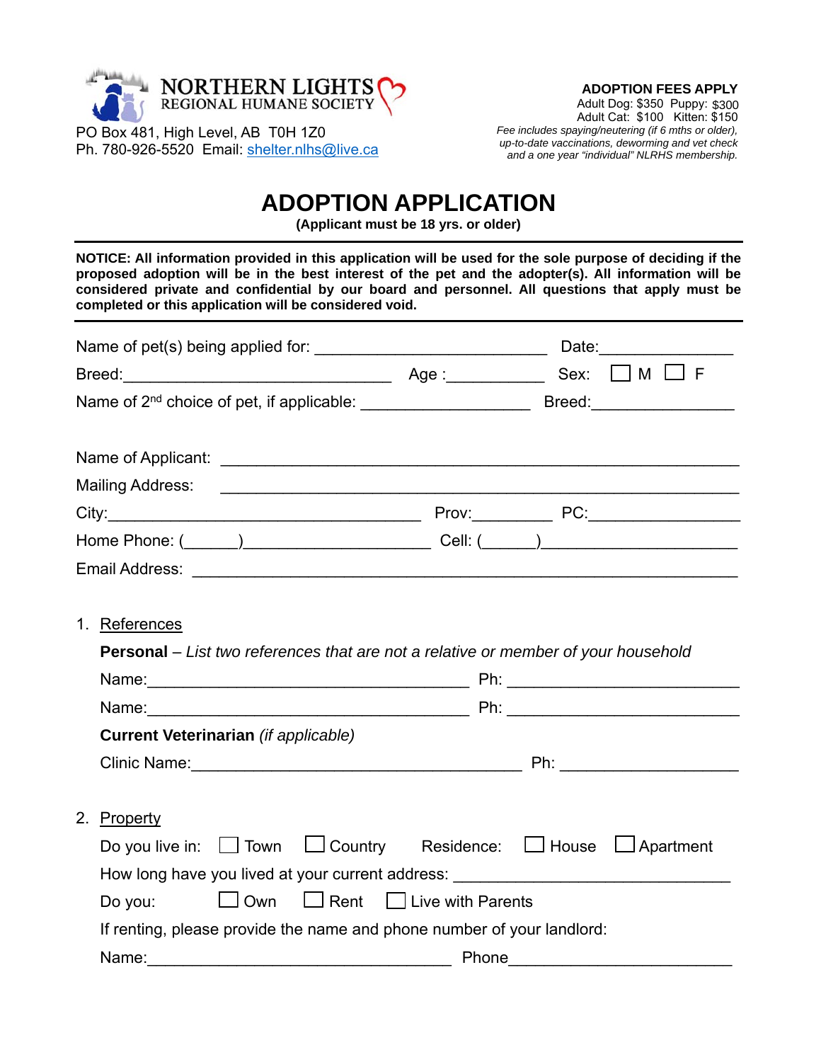**NORTHERN LIGHTS**
REGIONAL HUMANE SOCIETY

PO Box 481, High Level, AB T0H 1Z0
Ph. 780-926-5520 Email: shelter.nlhs@live.ca

**ADOPTION FEES APPLY**
Adult Dog: $350 Puppy: $300
Adult Cat: $100 Kitten: $150
*Fee includes spaying/neutering (if 6 mths or older), up-to-date vaccinations, deworming and vet check and a one year "individual" NLRHS membership.*

# ADOPTION APPLICATION

**(Applicant must be 18 yrs. or older)**

**NOTICE: All information provided in this application will be used for the sole purpose of deciding if the proposed adoption will be in the best interest of the pet and the adopter(s). All information will be considered private and confidential by our board and personnel. All questions that apply must be completed or this application will be considered void.**

Name of pet(s) being applied for: ___________________________ Date:_______________

Breed:________________________________ Age :___________ Sex: ☐ M ☐ F

Name of 2nd choice of pet, if applicable: ___________________ Breed:________________

Name of Applicant: ____________________________________________________________

Mailing Address: ______________________________________________________________

City:____________________________________ Prov:_________ PC:_________________

Home Phone: (______)_____________________ Cell: (______)______________________

Email Address: ________________________________________________________________

1. References

   **Personal** – *List two references that are not a relative or member of your household*

   Name:____________________________________ Ph: __________________________

   Name:____________________________________ Ph: __________________________

   **Current Veterinarian** *(if applicable)*

   Clinic Name:_____________________________________ Ph: ____________________

2. Property

   Do you live in: ☐ Town ☐ Country Residence: ☐ House ☐ Apartment

   How long have you lived at your current address: _______________________________

   Do you: ☐ Own ☐ Rent ☐ Live with Parents

   If renting, please provide the name and phone number of your landlord:

   Name:__________________________________ Phone__________________________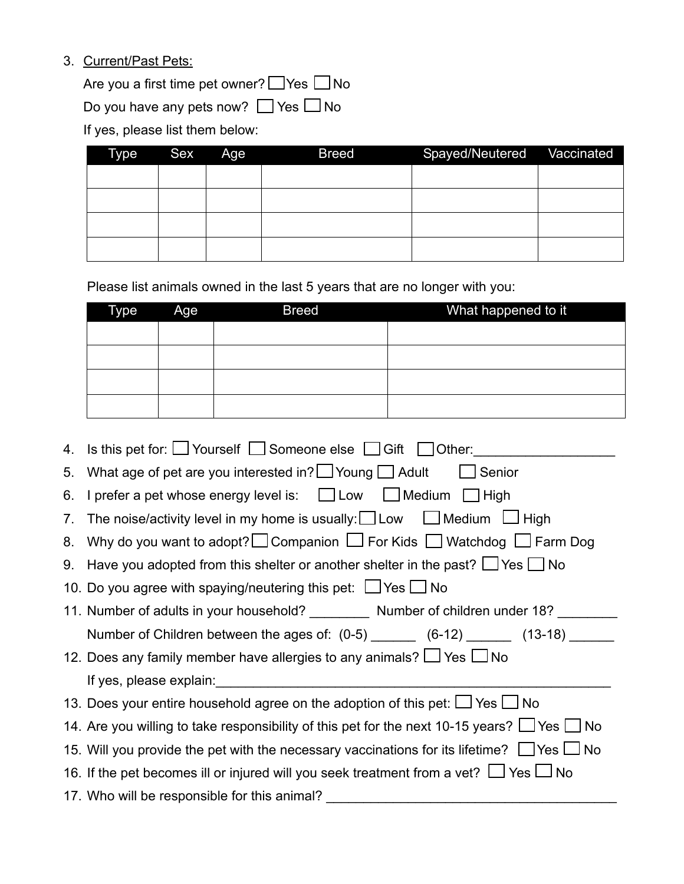3. Current/Past Pets:

   Are you a first time pet owner? ☐ Yes ☐ No

   Do you have any pets now? ☐ Yes ☐ No

   If yes, please list them below:

| Type | Sex | Age | Breed | Spayed/Neutered | Vaccinated |
|---|---|---|---|---|---|
| | | | | | |
| | | | | | |
| | | | | | |
| | | | | | |

   Please list animals owned in the last 5 years that are no longer with you:

| Type | Age | Breed | What happened to it |
|---|---|---|---|
| | | | |
| | | | |
| | | | |
| | | | |

4. Is this pet for: ☐ Yourself ☐ Someone else ☐ Gift ☐ Other:___________________
5. What age of pet are you interested in? ☐ Young ☐ Adult ☐ Senior
6. I prefer a pet whose energy level is: ☐ Low ☐ Medium ☐ High
7. The noise/activity level in my home is usually: ☐ Low ☐ Medium ☐ High
8. Why do you want to adopt? ☐ Companion ☐ For Kids ☐ Watchdog ☐ Farm Dog
9. Have you adopted from this shelter or another shelter in the past? ☐ Yes ☐ No
10. Do you agree with spaying/neutering this pet: ☐ Yes ☐ No
11. Number of adults in your household? ________ Number of children under 18? ________

    Number of Children between the ages of: (0-5) ______ (6-12) ______ (13-18) ______
12. Does any family member have allergies to any animals? ☐ Yes ☐ No

    If yes, please explain:_______________________________________________________
13. Does your entire household agree on the adoption of this pet: ☐ Yes ☐ No
14. Are you willing to take responsibility of this pet for the next 10-15 years? ☐ Yes ☐ No
15. Will you provide the pet with the necessary vaccinations for its lifetime? ☐ Yes ☐ No
16. If the pet becomes ill or injured will you seek treatment from a vet? ☐ Yes ☐ No
17. Who will be responsible for this animal? ________________________________________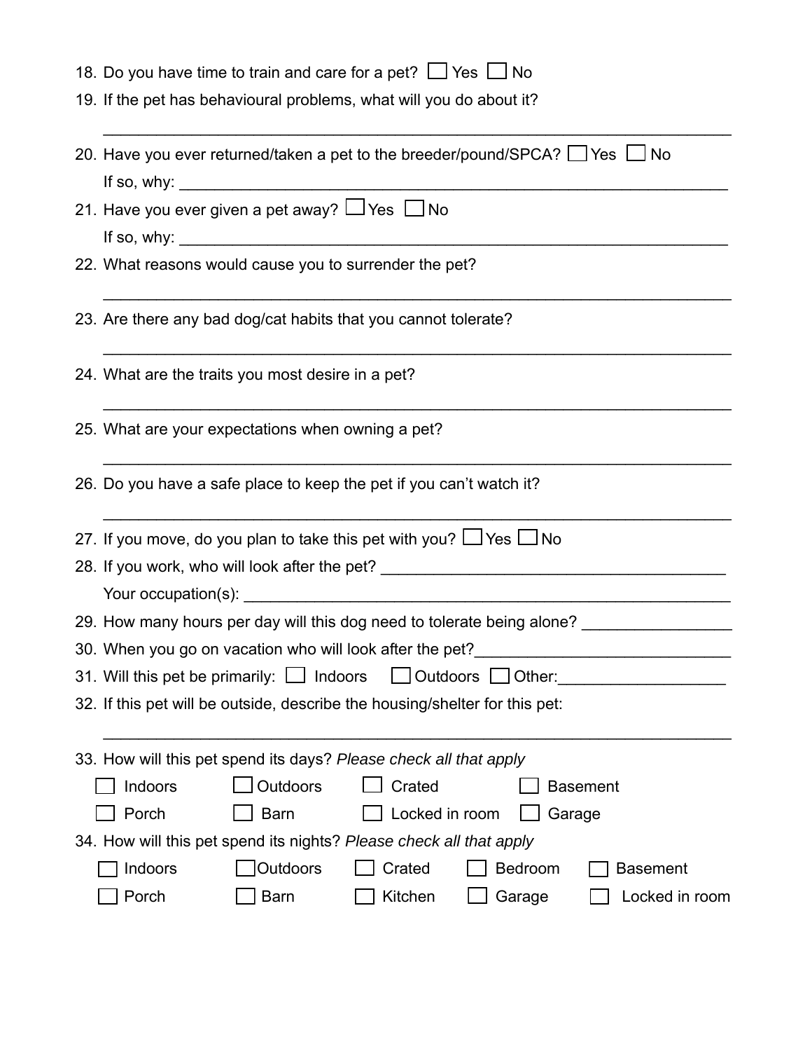18. Do you have time to train and care for a pet? ☐ Yes ☐ No

19. If the pet has behavioural problems, what will you do about it?

    ______________________________________________________________________

20. Have you ever returned/taken a pet to the breeder/pound/SPCA? ☐ Yes ☐ No

    If so, why: ______________________________________________________________

21. Have you ever given a pet away? ☐ Yes ☐ No

    If so, why: ______________________________________________________________

22. What reasons would cause you to surrender the pet?

    ______________________________________________________________________

23. Are there any bad dog/cat habits that you cannot tolerate?

    ______________________________________________________________________

24. What are the traits you most desire in a pet?

    ______________________________________________________________________

25. What are your expectations when owning a pet?

    ______________________________________________________________________

26. Do you have a safe place to keep the pet if you can't watch it?

    ______________________________________________________________________

27. If you move, do you plan to take this pet with you? ☐ Yes ☐ No

28. If you work, who will look after the pet? ____________________________________

    Your occupation(s): _______________________________________________________

29. How many hours per day will this dog need to tolerate being alone? _______________

30. When you go on vacation who will look after the pet?___________________________

31. Will this pet be primarily: ☐ Indoors ☐ Outdoors ☐ Other:__________________

32. If this pet will be outside, describe the housing/shelter for this pet:

    ______________________________________________________________________

33. How will this pet spend its days? *Please check all that apply*

    ☐ Indoors ☐ Outdoors ☐ Crated ☐ Basement

    ☐ Porch ☐ Barn ☐ Locked in room ☐ Garage

34. How will this pet spend its nights? *Please check all that apply*

    ☐ Indoors ☐ Outdoors ☐ Crated ☐ Bedroom ☐ Basement

    ☐ Porch ☐ Barn ☐ Kitchen ☐ Garage ☐ Locked in room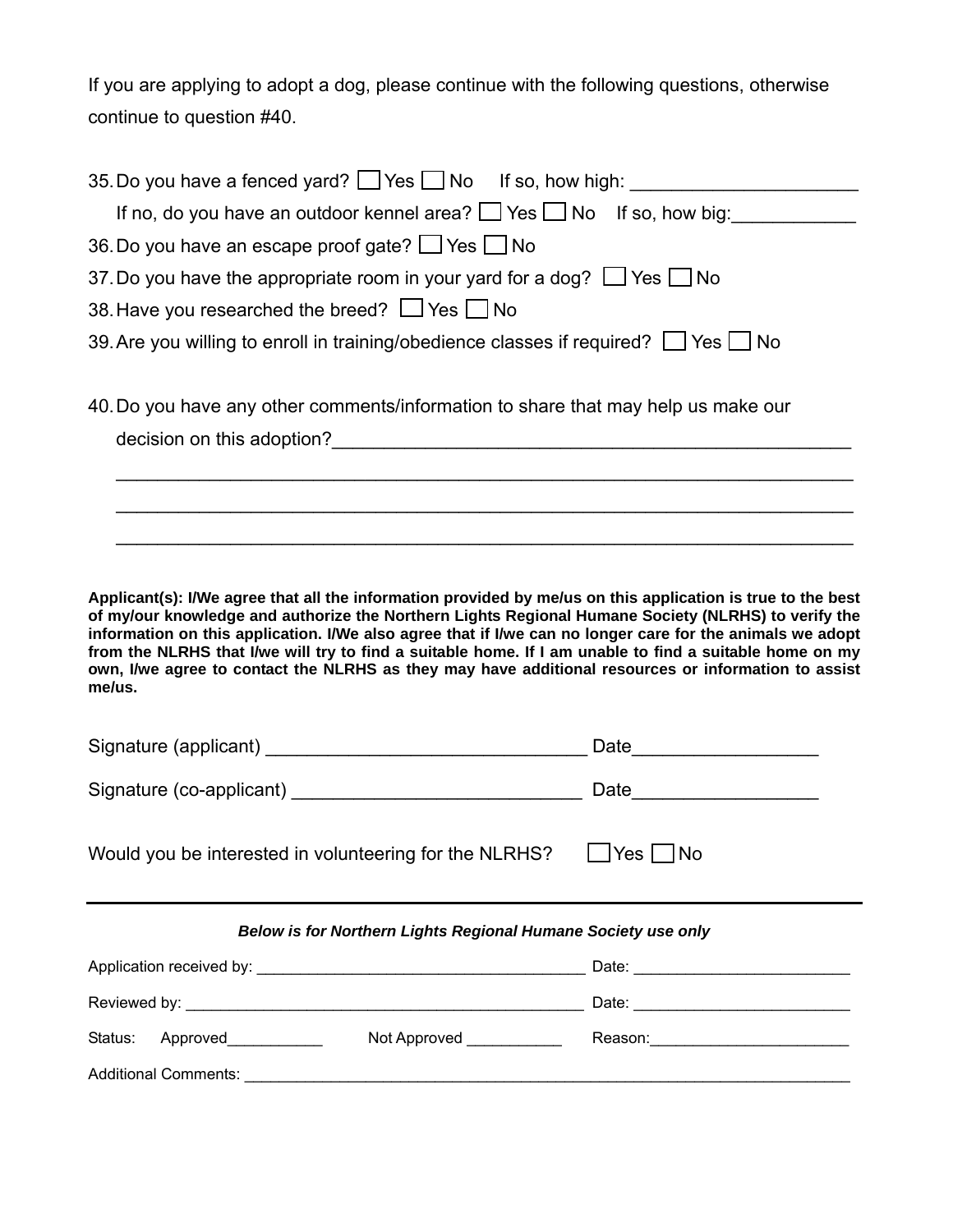If you are applying to adopt a dog, please continue with the following questions, otherwise continue to question #40.

35. Do you have a fenced yard? ☐ Yes ☐ No If so, how high: ______________________
    If no, do you have an outdoor kennel area? ☐ Yes ☐ No If so, how big:____________
36. Do you have an escape proof gate? ☐ Yes ☐ No
37. Do you have the appropriate room in your yard for a dog? ☐ Yes ☐ No
38. Have you researched the breed? ☐ Yes ☐ No
39. Are you willing to enroll in training/obedience classes if required? ☐ Yes ☐ No

40. Do you have any other comments/information to share that may help us make our decision on this adoption?____________________________________________________
    _________________________________________________________________________
    _________________________________________________________________________
    _________________________________________________________________________

**Applicant(s): I/We agree that all the information provided by me/us on this application is true to the best of my/our knowledge and authorize the Northern Lights Regional Humane Society (NLRHS) to verify the information on this application. I/We also agree that if I/we can no longer care for the animals we adopt from the NLRHS that I/we will try to find a suitable home. If I am unable to find a suitable home on my own, I/we agree to contact the NLRHS as they may have additional resources or information to assist me/us.**

Signature (applicant) _______________________________ Date__________________

Signature (co-applicant) ____________________________ Date__________________

Would you be interested in volunteering for the NLRHS? ☐ Yes ☐ No

---

***Below is for Northern Lights Regional Humane Society use only***

Application received by: ______________________________________ Date: _________________________

Reviewed by: _______________________________________________ Date: _________________________

Status: Approved___________ Not Approved ___________ Reason:_______________________

Additional Comments: ___________________________________________________________________________